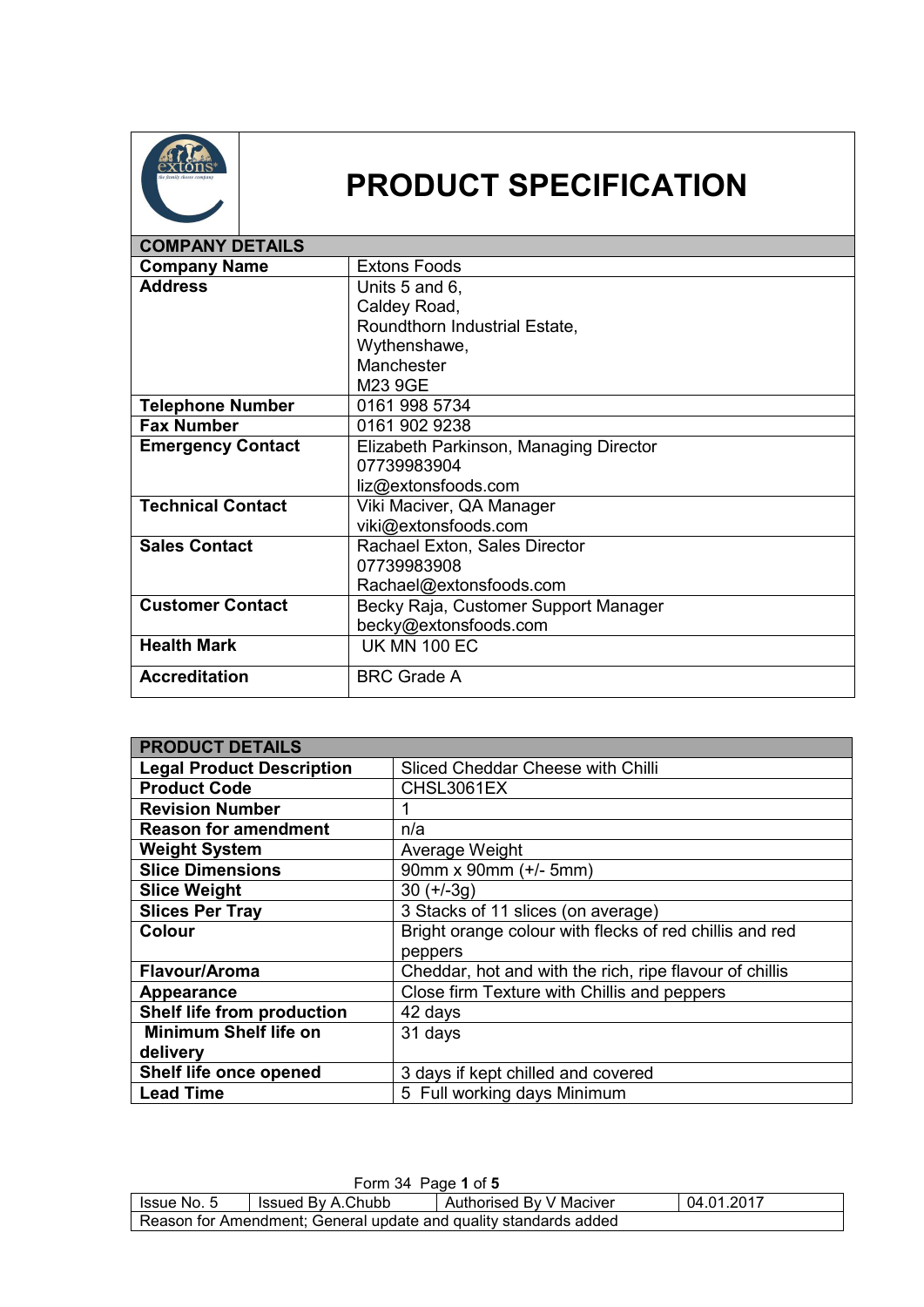# PRODUCT SPECIFICATION

| COMPANY DETAILS | |
|---|---|
| **Company Name** | Extons Foods |
| **Address** | Units 5 and 6,<br>Caldey Road,<br>Roundthorn Industrial Estate,<br>Wythenshawe,<br>Manchester<br>M23 9GE |
| **Telephone Number** | 0161 998 5734 |
| **Fax Number** | 0161 902 9238 |
| **Emergency Contact** | Elizabeth Parkinson, Managing Director<br>07739983904<br>liz@extonsfoods.com |
| **Technical Contact** | Viki Maciver, QA Manager<br>viki@extonsfoods.com |
| **Sales Contact** | Rachael Exton, Sales Director<br>07739983908<br>Rachael@extonsfoods.com |
| **Customer Contact** | Becky Raja, Customer Support Manager<br>becky@extonsfoods.com |
| **Health Mark** | UK MN 100 EC |
| **Accreditation** | BRC Grade A |

| PRODUCT DETAILS | |
|---|---|
| **Legal Product Description** | Sliced Cheddar Cheese with Chilli |
| **Product Code** | CHSL3061EX |
| **Revision Number** | 1 |
| **Reason for amendment** | n/a |
| **Weight System** | Average Weight |
| **Slice Dimensions** | 90mm x 90mm (+/- 5mm) |
| **Slice Weight** | 30 (+/-3g) |
| **Slices Per Tray** | 3 Stacks of 11 slices (on average) |
| **Colour** | Bright orange colour with flecks of red chillis and red peppers |
| **Flavour/Aroma** | Cheddar, hot and with the rich, ripe flavour of chillis |
| **Appearance** | Close firm Texture with Chillis and peppers |
| **Shelf life from production** | 42 days |
| **Minimum Shelf life on delivery** | 31 days |
| **Shelf life once opened** | 3 days if kept chilled and covered |
| **Lead Time** | 5 Full working days Minimum |

Form 34

| Issue No. 5 | Issued By A.Chubb | Authorised By V Maciver | 04.01.2017 |
|---|---|---|---|
| Reason for Amendment; General update and quality standards added | | | |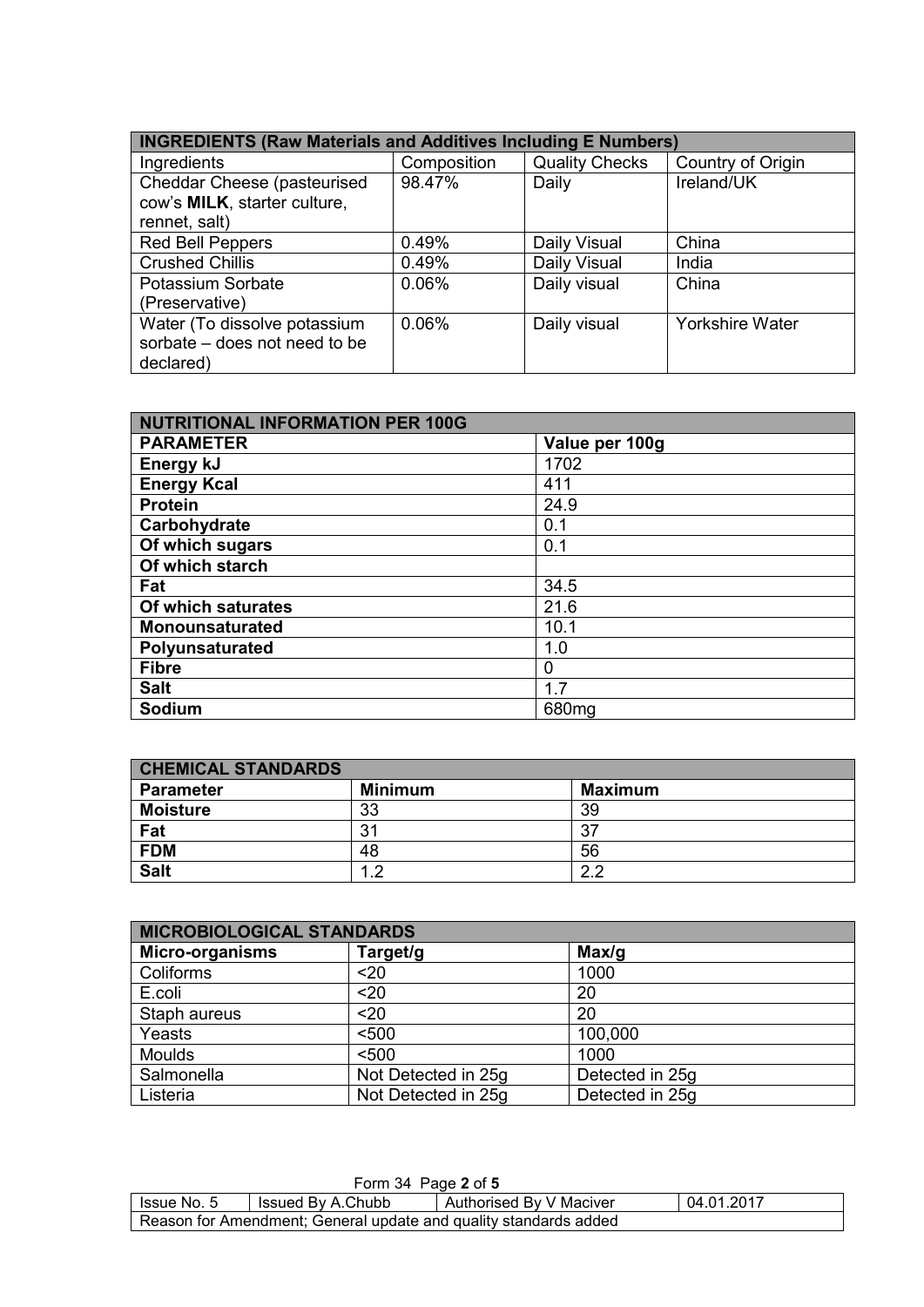| INGREDIENTS (Raw Materials and Additives Including E Numbers) | | | |
|---|---|---|---|
| Ingredients | Composition | Quality Checks | Country of Origin |
| Cheddar Cheese (pasteurised cow's **MILK**, starter culture, rennet, salt) | 98.47% | Daily | Ireland/UK |
| Red Bell Peppers | 0.49% | Daily Visual | China |
| Crushed Chillis | 0.49% | Daily Visual | India |
| Potassium Sorbate (Preservative) | 0.06% | Daily visual | China |
| Water (To dissolve potassium sorbate – does not need to be declared) | 0.06% | Daily visual | Yorkshire Water |

| NUTRITIONAL INFORMATION PER 100G | |
|---|---|
| **PARAMETER** | **Value per 100g** |
| **Energy kJ** | 1702 |
| **Energy Kcal** | 411 |
| **Protein** | 24.9 |
| **Carbohydrate** | 0.1 |
| **Of which sugars** | 0.1 |
| **Of which starch** | |
| **Fat** | 34.5 |
| **Of which saturates** | 21.6 |
| **Monounsaturated** | 10.1 |
| **Polyunsaturated** | 1.0 |
| **Fibre** | 0 |
| **Salt** | 1.7 |
| **Sodium** | 680mg |

| CHEMICAL STANDARDS | | |
|---|---|---|
| **Parameter** | **Minimum** | **Maximum** |
| **Moisture** | 33 | 39 |
| **Fat** | 31 | 37 |
| **FDM** | 48 | 56 |
| **Salt** | 1.2 | 2.2 |

| MICROBIOLOGICAL STANDARDS | | |
|---|---|---|
| **Micro-organisms** | **Target/g** | **Max/g** |
| Coliforms | <20 | 1000 |
| E.coli | <20 | 20 |
| Staph aureus | <20 | 20 |
| Yeasts | <500 | 100,000 |
| Moulds | <500 | 1000 |
| Salmonella | Not Detected in 25g | Detected in 25g |
| Listeria | Not Detected in 25g | Detected in 25g |

Form 34

| Issue No. 5 | Issued By A.Chubb | Authorised By V Maciver | 04.01.2017 |
|---|---|---|---|
| Reason for Amendment; General update and quality standards added | | | |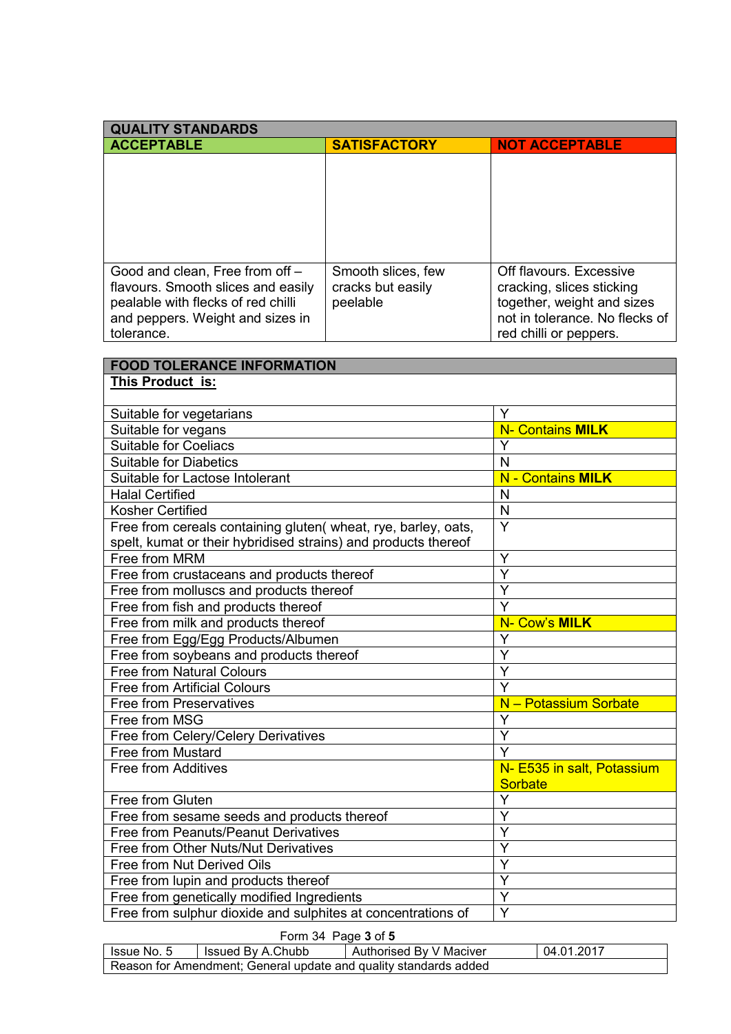| QUALITY STANDARDS | | |
|---|---|---|
| **ACCEPTABLE** | **SATISFACTORY** | **NOT ACCEPTABLE** |
| | | |
| Good and clean, Free from off – flavours. Smooth slices and easily pealable with flecks of red chilli and peppers. Weight and sizes in tolerance. | Smooth slices, few cracks but easily peelable | Off flavours. Excessive cracking, slices sticking together, weight and sizes not in tolerance. No flecks of red chilli or peppers. |

| FOOD TOLERANCE INFORMATION | |
|---|---|
| **This Product is:** | |
| Suitable for vegetarians | Y |
| Suitable for vegans | N- Contains **MILK** |
| Suitable for Coeliacs | Y |
| Suitable for Diabetics | N |
| Suitable for Lactose Intolerant | N - Contains **MILK** |
| Halal Certified | N |
| Kosher Certified | N |
| Free from cereals containing gluten( wheat, rye, barley, oats, spelt, kumat or their hybridised strains) and products thereof | Y |
| Free from MRM | Y |
| Free from crustaceans and products thereof | Y |
| Free from molluscs and products thereof | Y |
| Free from fish and products thereof | Y |
| Free from milk and products thereof | N- Cow's **MILK** |
| Free from Egg/Egg Products/Albumen | Y |
| Free from soybeans and products thereof | Y |
| Free from Natural Colours | Y |
| Free from Artificial Colours | Y |
| Free from Preservatives | N – Potassium Sorbate |
| Free from MSG | Y |
| Free from Celery/Celery Derivatives | Y |
| Free from Mustard | Y |
| Free from Additives | N- E535 in salt, Potassium Sorbate |
| Free from Gluten | Y |
| Free from sesame seeds and products thereof | Y |
| Free from Peanuts/Peanut Derivatives | Y |
| Free from Other Nuts/Nut Derivatives | Y |
| Free from Nut Derived Oils | Y |
| Free from lupin and products thereof | Y |
| Free from genetically modified Ingredients | Y |
| Free from sulphur dioxide and sulphites at concentrations of | Y |

Form 34

| Issue No. 5 | Issued By A.Chubb | Authorised By V Maciver | 04.01.2017 |
|---|---|---|---|
| Reason for Amendment; General update and quality standards added | | | |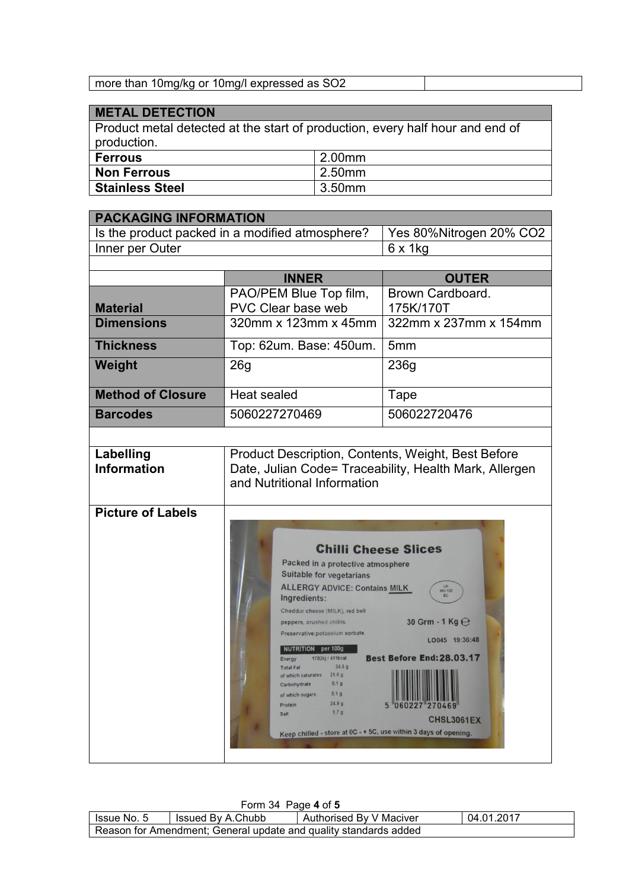| more than 10mg/kg or 10mg/l expressed as $SO_2$ | |
|---|---|

| METAL DETECTION | |
|---|---|
| Product metal detected at the start of production, every half hour and end of production. | |
| **Ferrous** | 2.00mm |
| **Non Ferrous** | 2.50mm |
| **Stainless Steel** | 3.50mm |

| PACKAGING INFORMATION | | |
|---|---|---|
| Is the product packed in a modified atmosphere? | | Yes 80%Nitrogen 20% $CO_2$ |
| Inner per Outer | | 6 x 1kg |
| | | |
| | **INNER** | **OUTER** |
| **Material** | PAO/PEM Blue Top film, PVC Clear base web | Brown Cardboard. 175K/170T |
| **Dimensions** | 320mm x 123mm x 45mm | 322mm x 237mm x 154mm |
| **Thickness** | Top: 62um. Base: 450um. | 5mm |
| **Weight** | 26g | 236g |
| **Method of Closure** | Heat sealed | Tape |
| **Barcodes** | 5060227270469 | 506022720476 |
| | | |
| **Labelling Information** | Product Description, Contents, Weight, Best Before Date, Julian Code= Traceability, Health Mark, Allergen and Nutritional Information | |
| **Picture of Labels** | | |

| Issue No. 5 | Issued By A.Chubb | Authorised By V Maciver | 04.01.2017 |
|---|---|---|---|
| Reason for Amendment; General update and quality standards added | | | |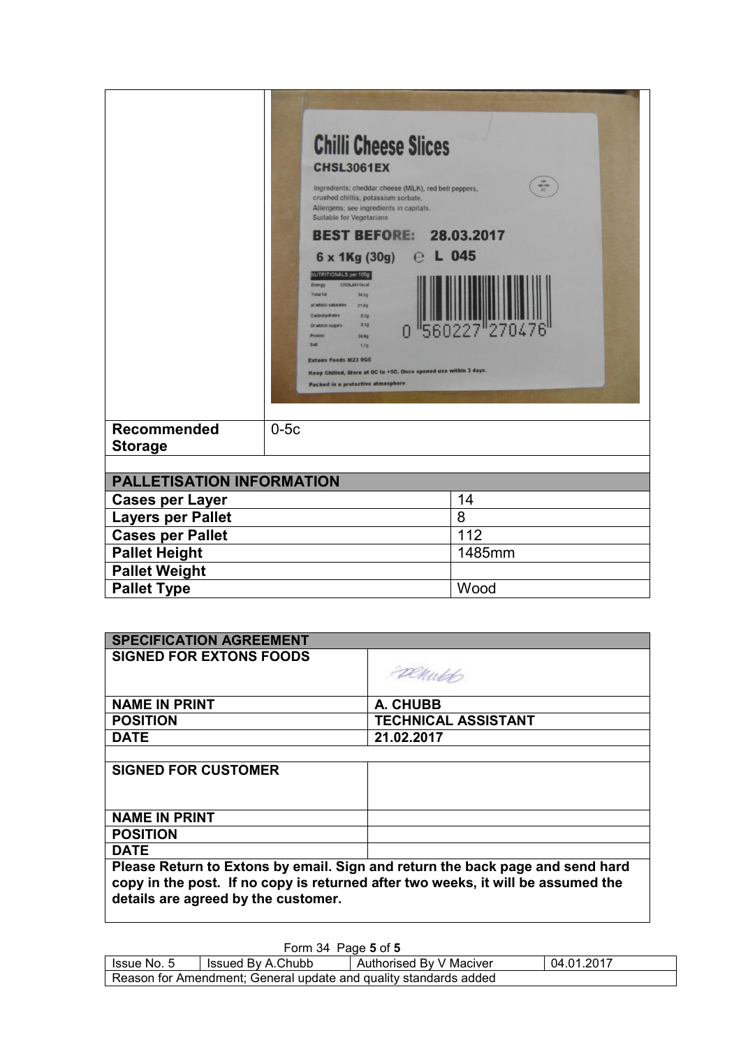| | |
|---|---|
| | Chilli Cheese Slices<br>CHSL3061EX<br>Ingredients; cheddar cheese (MILK), red bell peppers, crushed chillis, potassium sorbate.<br>Allergens; see ingredients in capitals.<br>Suitable for Vegetarians<br>BEST BEFORE: 28.03.2017<br>6 x 1Kg (30g) ℮ L 045<br>0 560227 270476<br>Extons Foods M23 9GE<br>Keep Chilled, Store at 0C to +5C. Once opened use within 3 days.<br>Packed in a protective atmosphere |
| **Recommended Storage** | 0-5c |

| **PALLETISATION INFORMATION** | |
|---|---|
| **Cases per Layer** | 14 |
| **Layers per Pallet** | 8 |
| **Cases per Pallet** | 112 |
| **Pallet Height** | 1485mm |
| **Pallet Weight** | |
| **Pallet Type** | Wood |

| **SPECIFICATION AGREEMENT** | |
|---|---|
| **SIGNED FOR EXTONS FOODS** | AChubb |
| **NAME IN PRINT** | **A. CHUBB** |
| **POSITION** | **TECHNICAL ASSISTANT** |
| **DATE** | **21.02.2017** |
| | |
| **SIGNED FOR CUSTOMER** | |
| **NAME IN PRINT** | |
| **POSITION** | |
| **DATE** | |

**Please Return to Extons by email. Sign and return the back page and send hard copy in the post. If no copy is returned after two weeks, it will be assumed the details are agreed by the customer.**

Form 34 Page **5** of **5**

| Issue No. 5 | Issued By A.Chubb | Authorised By V Maciver | 04.01.2017 |
|---|---|---|---|
| Reason for Amendment; General update and quality standards added | | | |